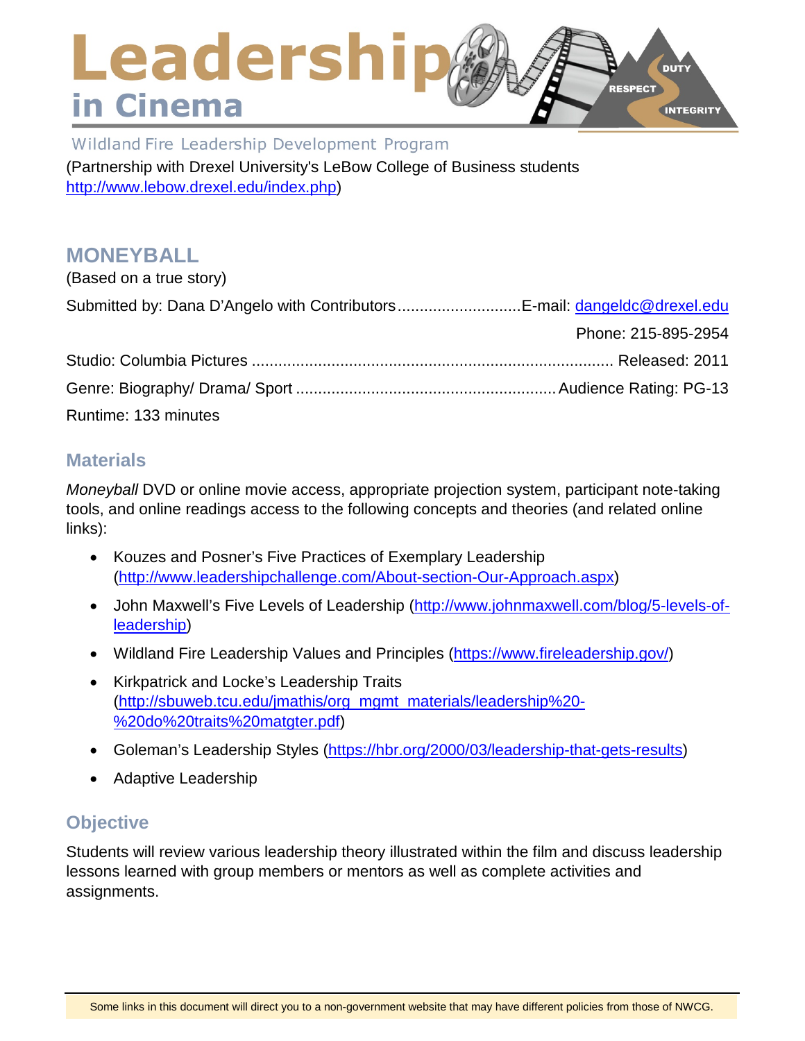# Leadership in Cinema

Wildland Fire Leadership Development Program

(Partnership with Drexel University's LeBow College of Business students http://www.lebow.drexel.edu/index.php)

## MONEYBALL

(Based on a true story)

Submitted by: Dana D'Angelo with Contributors............................E-mail: dangeldc@drexel.edu

Phone: 215-895-2954

Studio: Columbia Pictures .................................................................................. Released: 2011

Genre: Biography/ Drama/ Sport ..........................................................Audience Rating: PG-13

Runtime: 133 minutes

## Materials

*Moneyball* DVD or online movie access, appropriate projection system, participant note-taking tools, and online readings access to the following concepts and theories (and related online links):

- Kouzes and Posner's Five Practices of Exemplary Leadership (http://www.leadershipchallenge.com/About-section-Our-Approach.aspx)
- John Maxwell's Five Levels of Leadership (http://www.johnmaxwell.com/blog/5-levels-of-leadership)
- Wildland Fire Leadership Values and Principles (https://www.fireleadership.gov/)
- Kirkpatrick and Locke's Leadership Traits (http://sbuweb.tcu.edu/jmathis/org_mgmt_materials/leadership%20-%20do%20traits%20matgter.pdf)
- Goleman's Leadership Styles (https://hbr.org/2000/03/leadership-that-gets-results)
- Adaptive Leadership

## Objective

Students will review various leadership theory illustrated within the film and discuss leadership lessons learned with group members or mentors as well as complete activities and assignments.

Some links in this document will direct you to a non-government website that may have different policies from those of NWCG.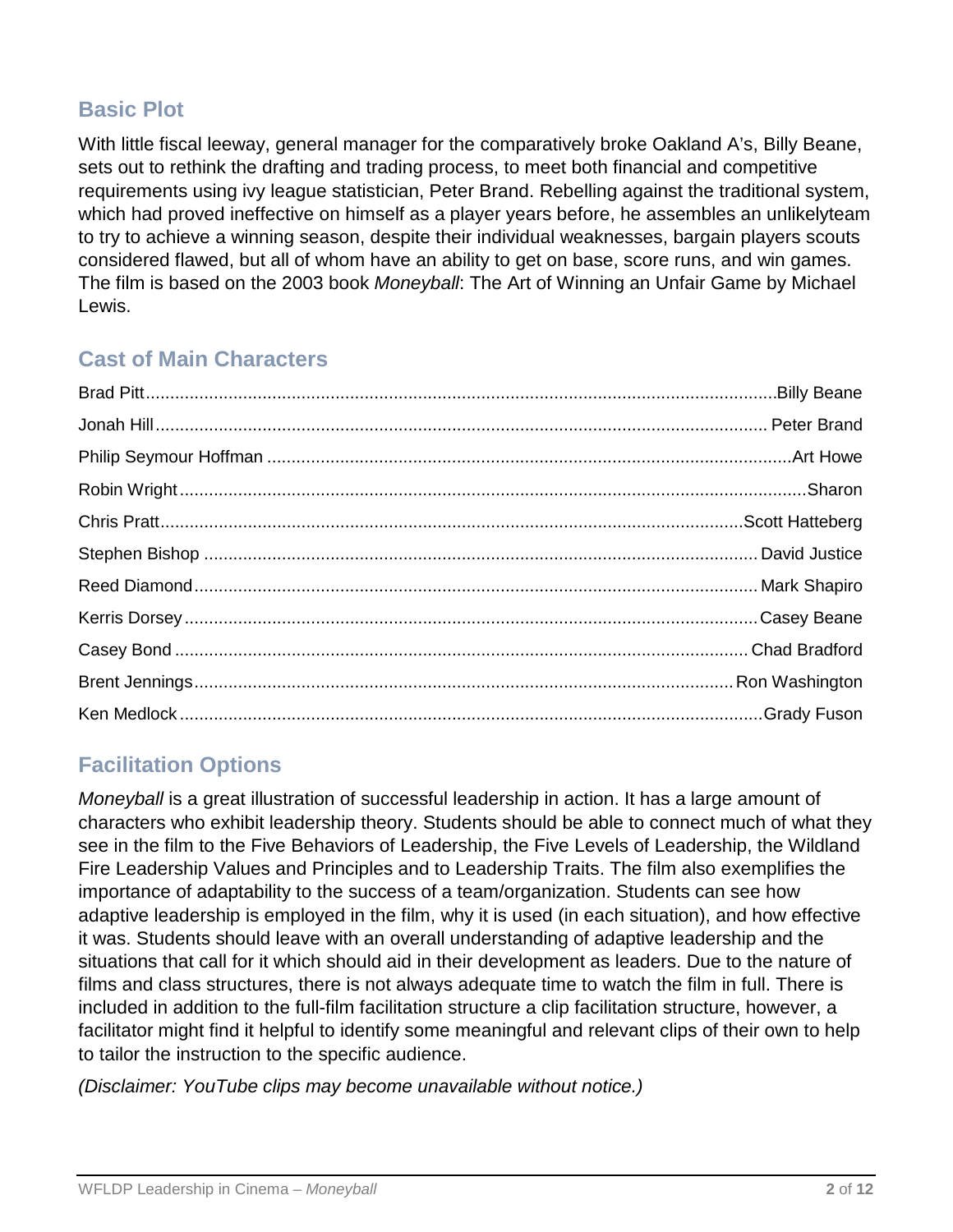## Basic Plot

With little fiscal leeway, general manager for the comparatively broke Oakland A's, Billy Beane, sets out to rethink the drafting and trading process, to meet both financial and competitive requirements using ivy league statistician, Peter Brand. Rebelling against the traditional system, which had proved ineffective on himself as a player years before, he assembles an unlikelyteam to try to achieve a winning season, despite their individual weaknesses, bargain players scouts considered flawed, but all of whom have an ability to get on base, score runs, and win games. The film is based on the 2003 book *Moneyball*: The Art of Winning an Unfair Game by Michael Lewis.

## Cast of Main Characters

| Actor | Character |
|---|---|
| Brad Pitt | Billy Beane |
| Jonah Hill | Peter Brand |
| Philip Seymour Hoffman | Art Howe |
| Robin Wright | Sharon |
| Chris Pratt | Scott Hatteberg |
| Stephen Bishop | David Justice |
| Reed Diamond | Mark Shapiro |
| Kerris Dorsey | Casey Beane |
| Casey Bond | Chad Bradford |
| Brent Jennings | Ron Washington |
| Ken Medlock | Grady Fuson |

## Facilitation Options

*Moneyball* is a great illustration of successful leadership in action. It has a large amount of characters who exhibit leadership theory. Students should be able to connect much of what they see in the film to the Five Behaviors of Leadership, the Five Levels of Leadership, the Wildland Fire Leadership Values and Principles and to Leadership Traits. The film also exemplifies the importance of adaptability to the success of a team/organization. Students can see how adaptive leadership is employed in the film, why it is used (in each situation), and how effective it was. Students should leave with an overall understanding of adaptive leadership and the situations that call for it which should aid in their development as leaders. Due to the nature of films and class structures, there is not always adequate time to watch the film in full. There is included in addition to the full-film facilitation structure a clip facilitation structure, however, a facilitator might find it helpful to identify some meaningful and relevant clips of their own to help to tailor the instruction to the specific audience.

*(Disclaimer: YouTube clips may become unavailable without notice.)*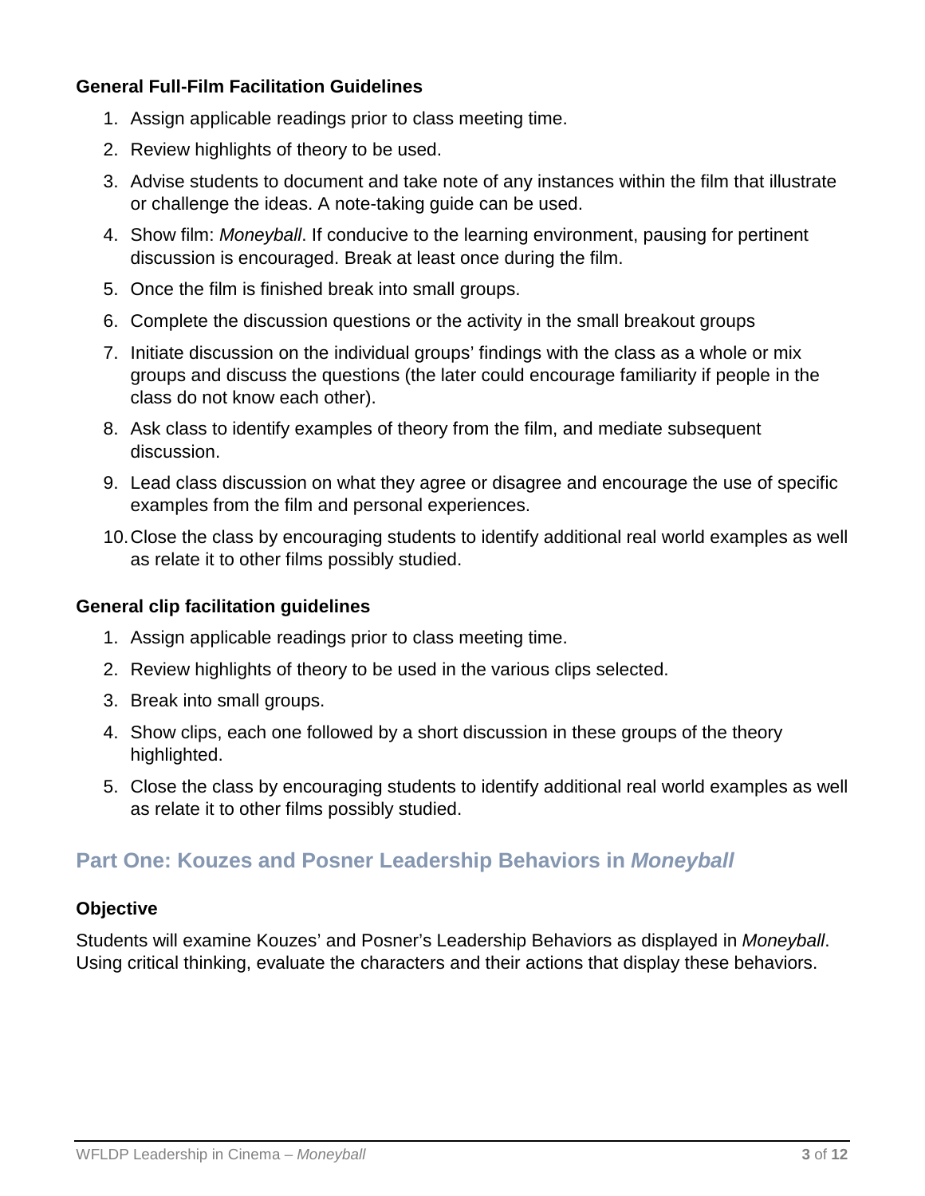### General Full-Film Facilitation Guidelines

1. Assign applicable readings prior to class meeting time.
2. Review highlights of theory to be used.
3. Advise students to document and take note of any instances within the film that illustrate or challenge the ideas. A note-taking guide can be used.
4. Show film: *Moneyball*. If conducive to the learning environment, pausing for pertinent discussion is encouraged. Break at least once during the film.
5. Once the film is finished break into small groups.
6. Complete the discussion questions or the activity in the small breakout groups
7. Initiate discussion on the individual groups' findings with the class as a whole or mix groups and discuss the questions (the later could encourage familiarity if people in the class do not know each other).
8. Ask class to identify examples of theory from the film, and mediate subsequent discussion.
9. Lead class discussion on what they agree or disagree and encourage the use of specific examples from the film and personal experiences.
10. Close the class by encouraging students to identify additional real world examples as well as relate it to other films possibly studied.

### General clip facilitation guidelines

1. Assign applicable readings prior to class meeting time.
2. Review highlights of theory to be used in the various clips selected.
3. Break into small groups.
4. Show clips, each one followed by a short discussion in these groups of the theory highlighted.
5. Close the class by encouraging students to identify additional real world examples as well as relate it to other films possibly studied.

## Part One: Kouzes and Posner Leadership Behaviors in *Moneyball*

### Objective

Students will examine Kouzes' and Posner's Leadership Behaviors as displayed in *Moneyball*. Using critical thinking, evaluate the characters and their actions that display these behaviors.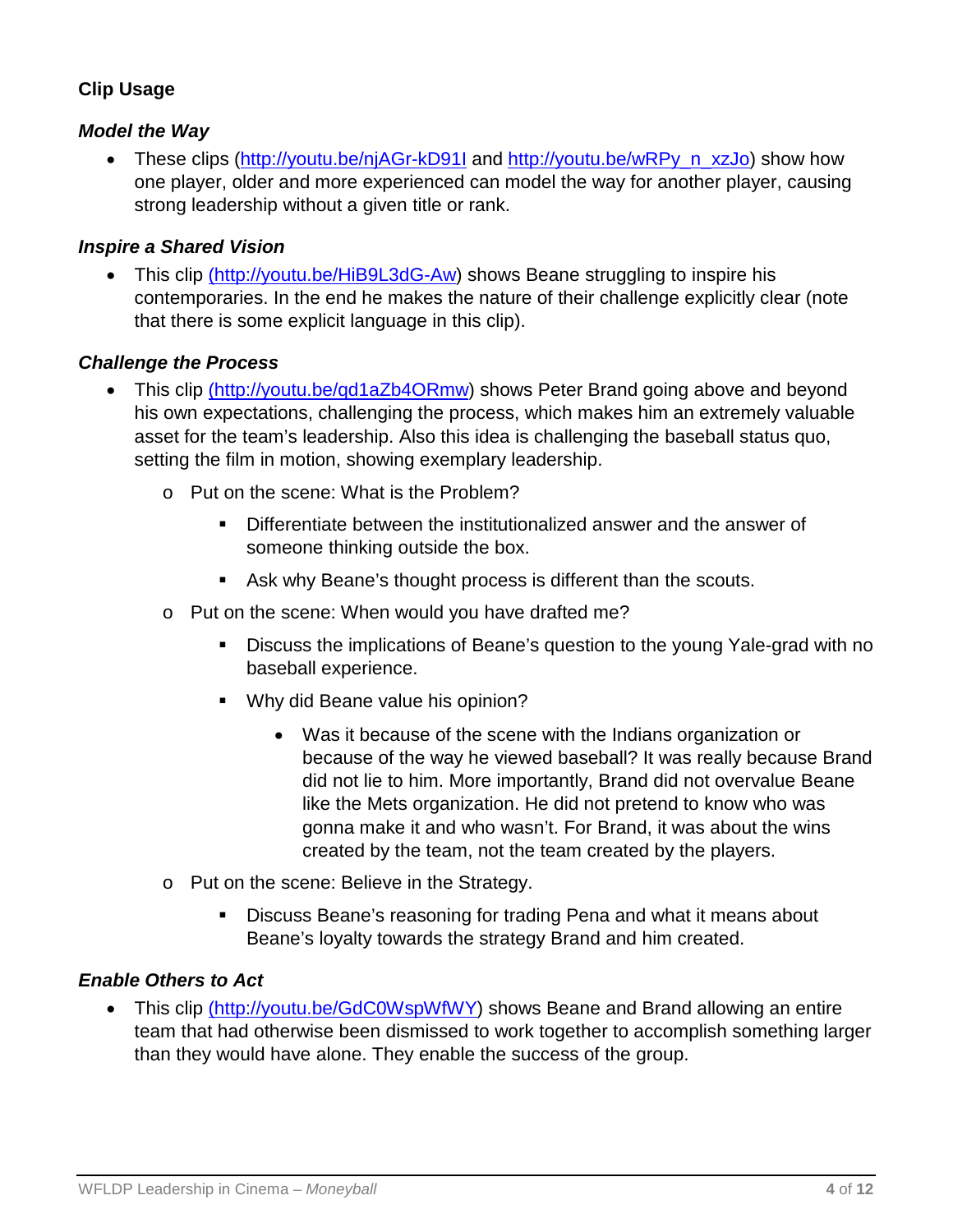**Clip Usage**

***Model the Way***

- These clips (http://youtu.be/njAGr-kD91I and http://youtu.be/wRPy_n_xzJo) show how one player, older and more experienced can model the way for another player, causing strong leadership without a given title or rank.

***Inspire a Shared Vision***

- This clip (http://youtu.be/HiB9L3dG-Aw) shows Beane struggling to inspire his contemporaries. In the end he makes the nature of their challenge explicitly clear (note that there is some explicit language in this clip).

***Challenge the Process***

- This clip (http://youtu.be/qd1aZb4ORmw) shows Peter Brand going above and beyond his own expectations, challenging the process, which makes him an extremely valuable asset for the team's leadership. Also this idea is challenging the baseball status quo, setting the film in motion, showing exemplary leadership.
  - Put on the scene: What is the Problem?
    - Differentiate between the institutionalized answer and the answer of someone thinking outside the box.
    - Ask why Beane's thought process is different than the scouts.
  - Put on the scene: When would you have drafted me?
    - Discuss the implications of Beane's question to the young Yale-grad with no baseball experience.
    - Why did Beane value his opinion?
      - Was it because of the scene with the Indians organization or because of the way he viewed baseball? It was really because Brand did not lie to him. More importantly, Brand did not overvalue Beane like the Mets organization. He did not pretend to know who was gonna make it and who wasn't. For Brand, it was about the wins created by the team, not the team created by the players.
  - Put on the scene: Believe in the Strategy.
    - Discuss Beane's reasoning for trading Pena and what it means about Beane's loyalty towards the strategy Brand and him created.

***Enable Others to Act***

- This clip (http://youtu.be/GdC0WspWfWY) shows Beane and Brand allowing an entire team that had otherwise been dismissed to work together to accomplish something larger than they would have alone. They enable the success of the group.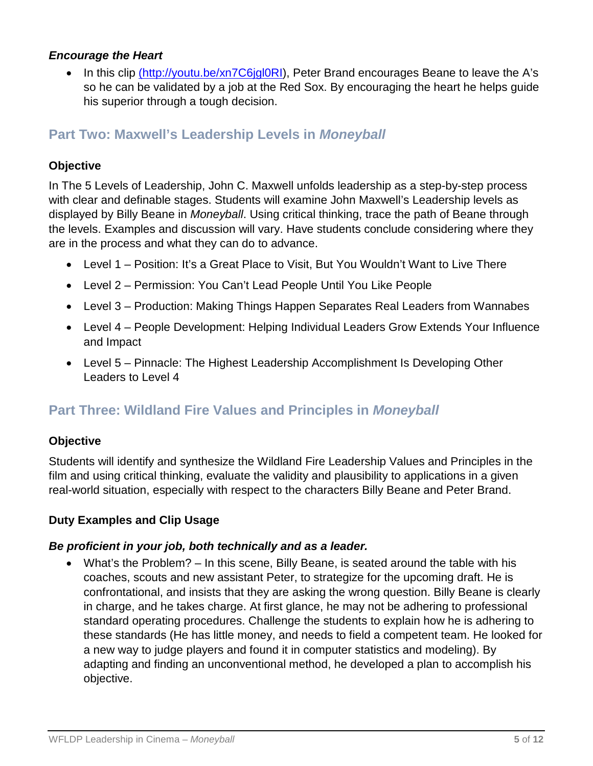### *Encourage the Heart*

- In this clip [(http://youtu.be/xn7C6jgl0RI)](http://youtu.be/xn7C6jgl0RI), Peter Brand encourages Beane to leave the A's so he can be validated by a job at the Red Sox. By encouraging the heart he helps guide his superior through a tough decision.

## Part Two: Maxwell's Leadership Levels in *Moneyball*

### Objective

In The 5 Levels of Leadership, John C. Maxwell unfolds leadership as a step-by-step process with clear and definable stages. Students will examine John Maxwell's Leadership levels as displayed by Billy Beane in *Moneyball*. Using critical thinking, trace the path of Beane through the levels. Examples and discussion will vary. Have students conclude considering where they are in the process and what they can do to advance.

- Level 1 – Position: It's a Great Place to Visit, But You Wouldn't Want to Live There
- Level 2 – Permission: You Can't Lead People Until You Like People
- Level 3 – Production: Making Things Happen Separates Real Leaders from Wannabes
- Level 4 – People Development: Helping Individual Leaders Grow Extends Your Influence and Impact
- Level 5 – Pinnacle: The Highest Leadership Accomplishment Is Developing Other Leaders to Level 4

## Part Three: Wildland Fire Values and Principles in *Moneyball*

### Objective

Students will identify and synthesize the Wildland Fire Leadership Values and Principles in the film and using critical thinking, evaluate the validity and plausibility to applications in a given real-world situation, especially with respect to the characters Billy Beane and Peter Brand.

### Duty Examples and Clip Usage

#### *Be proficient in your job, both technically and as a leader.*

- What's the Problem? – In this scene, Billy Beane, is seated around the table with his coaches, scouts and new assistant Peter, to strategize for the upcoming draft. He is confrontational, and insists that they are asking the wrong question. Billy Beane is clearly in charge, and he takes charge. At first glance, he may not be adhering to professional standard operating procedures. Challenge the students to explain how he is adhering to these standards (He has little money, and needs to field a competent team. He looked for a new way to judge players and found it in computer statistics and modeling). By adapting and finding an unconventional method, he developed a plan to accomplish his objective.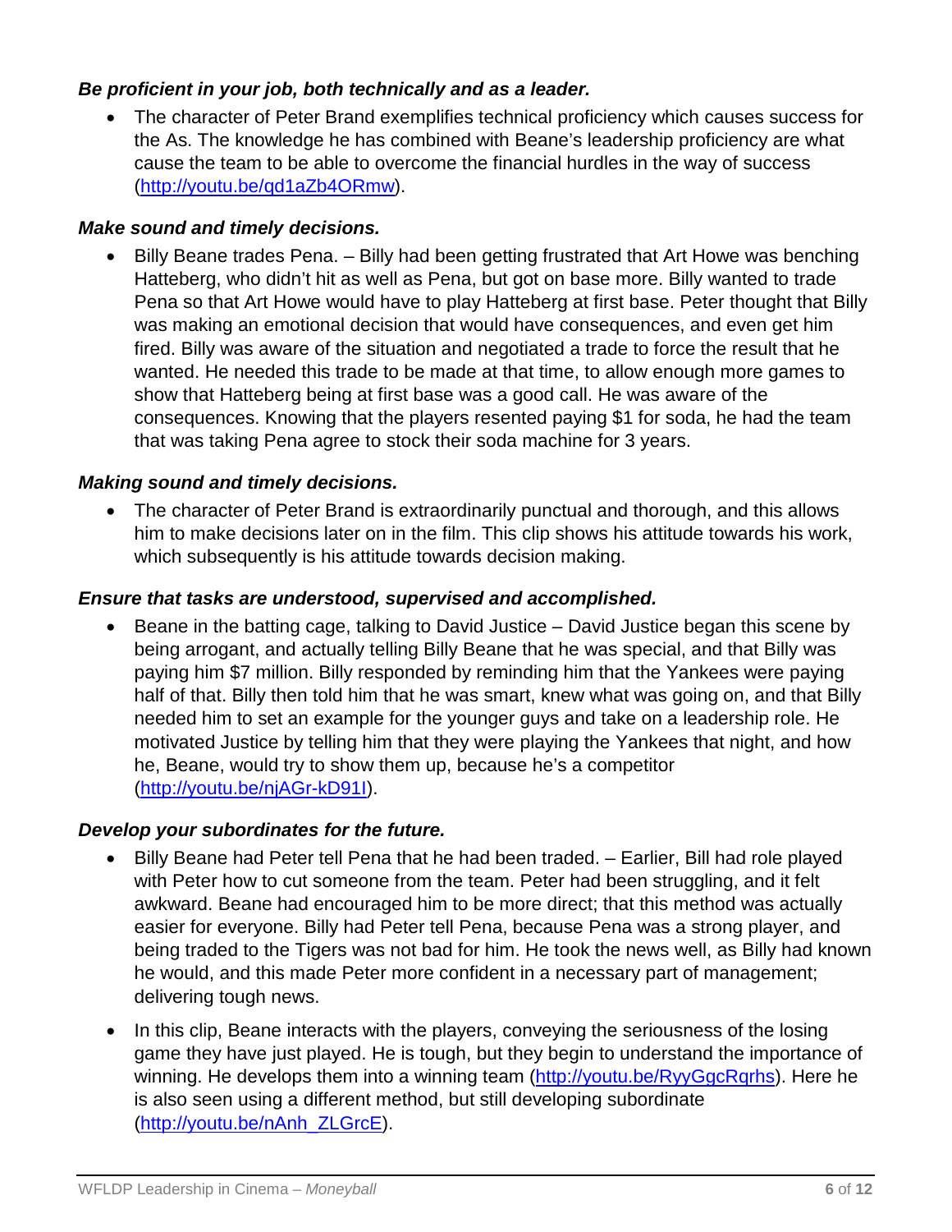***Be proficient in your job, both technically and as a leader.***

- The character of Peter Brand exemplifies technical proficiency which causes success for the As. The knowledge he has combined with Beane's leadership proficiency are what cause the team to be able to overcome the financial hurdles in the way of success (http://youtu.be/qd1aZb4ORmw).

***Make sound and timely decisions.***

- Billy Beane trades Pena. – Billy had been getting frustrated that Art Howe was benching Hatteberg, who didn't hit as well as Pena, but got on base more. Billy wanted to trade Pena so that Art Howe would have to play Hatteberg at first base. Peter thought that Billy was making an emotional decision that would have consequences, and even get him fired. Billy was aware of the situation and negotiated a trade to force the result that he wanted. He needed this trade to be made at that time, to allow enough more games to show that Hatteberg being at first base was a good call. He was aware of the consequences. Knowing that the players resented paying $1 for soda, he had the team that was taking Pena agree to stock their soda machine for 3 years.

***Making sound and timely decisions.***

- The character of Peter Brand is extraordinarily punctual and thorough, and this allows him to make decisions later on in the film. This clip shows his attitude towards his work, which subsequently is his attitude towards decision making.

***Ensure that tasks are understood, supervised and accomplished.***

- Beane in the batting cage, talking to David Justice – David Justice began this scene by being arrogant, and actually telling Billy Beane that he was special, and that Billy was paying him $7 million. Billy responded by reminding him that the Yankees were paying half of that. Billy then told him that he was smart, knew what was going on, and that Billy needed him to set an example for the younger guys and take on a leadership role. He motivated Justice by telling him that they were playing the Yankees that night, and how he, Beane, would try to show them up, because he's a competitor (http://youtu.be/njAGr-kD91I).

***Develop your subordinates for the future.***

- Billy Beane had Peter tell Pena that he had been traded. – Earlier, Bill had role played with Peter how to cut someone from the team. Peter had been struggling, and it felt awkward. Beane had encouraged him to be more direct; that this method was actually easier for everyone. Billy had Peter tell Pena, because Pena was a strong player, and being traded to the Tigers was not bad for him. He took the news well, as Billy had known he would, and this made Peter more confident in a necessary part of management; delivering tough news.

- In this clip, Beane interacts with the players, conveying the seriousness of the losing game they have just played. He is tough, but they begin to understand the importance of winning. He develops them into a winning team (http://youtu.be/RyyGgcRqrhs). Here he is also seen using a different method, but still developing subordinate (http://youtu.be/nAnh_ZLGrcE).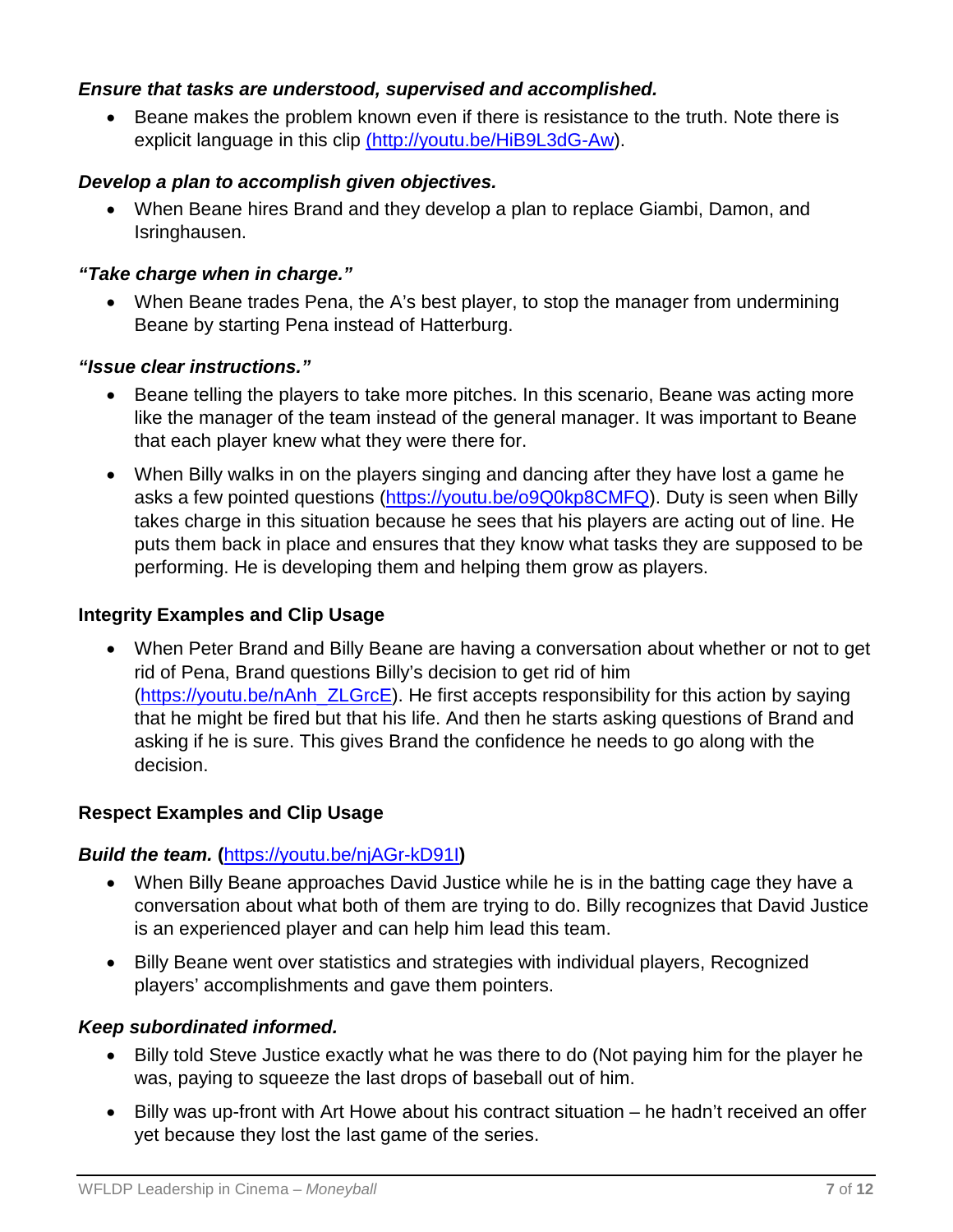***Ensure that tasks are understood, supervised and accomplished.***

- Beane makes the problem known even if there is resistance to the truth. Note there is explicit language in this clip [(http://youtu.be/HiB9L3dG-Aw](http://youtu.be/HiB9L3dG-Aw)).

***Develop a plan to accomplish given objectives.***

- When Beane hires Brand and they develop a plan to replace Giambi, Damon, and Isringhausen.

***"Take charge when in charge."***

- When Beane trades Pena, the A's best player, to stop the manager from undermining Beane by starting Pena instead of Hatterburg.

***"Issue clear instructions."***

- Beane telling the players to take more pitches. In this scenario, Beane was acting more like the manager of the team instead of the general manager. It was important to Beane that each player knew what they were there for.
- When Billy walks in on the players singing and dancing after they have lost a game he asks a few pointed questions ([https://youtu.be/o9Q0kp8CMFQ](https://youtu.be/o9Q0kp8CMFQ)). Duty is seen when Billy takes charge in this situation because he sees that his players are acting out of line. He puts them back in place and ensures that they know what tasks they are supposed to be performing. He is developing them and helping them grow as players.

**Integrity Examples and Clip Usage**

- When Peter Brand and Billy Beane are having a conversation about whether or not to get rid of Pena, Brand questions Billy's decision to get rid of him ([https://youtu.be/nAnh_ZLGrcE](https://youtu.be/nAnh_ZLGrcE)). He first accepts responsibility for this action by saying that he might be fired but that his life. And then he starts asking questions of Brand and asking if he is sure. This gives Brand the confidence he needs to go along with the decision.

**Respect Examples and Clip Usage**

***Build the team.*** **(**[https://youtu.be/njAGr-kD91I](https://youtu.be/njAGr-kD91I)**)**

- When Billy Beane approaches David Justice while he is in the batting cage they have a conversation about what both of them are trying to do. Billy recognizes that David Justice is an experienced player and can help him lead this team.
- Billy Beane went over statistics and strategies with individual players, Recognized players' accomplishments and gave them pointers.

***Keep subordinated informed.***

- Billy told Steve Justice exactly what he was there to do (Not paying him for the player he was, paying to squeeze the last drops of baseball out of him.
- Billy was up-front with Art Howe about his contract situation – he hadn't received an offer yet because they lost the last game of the series.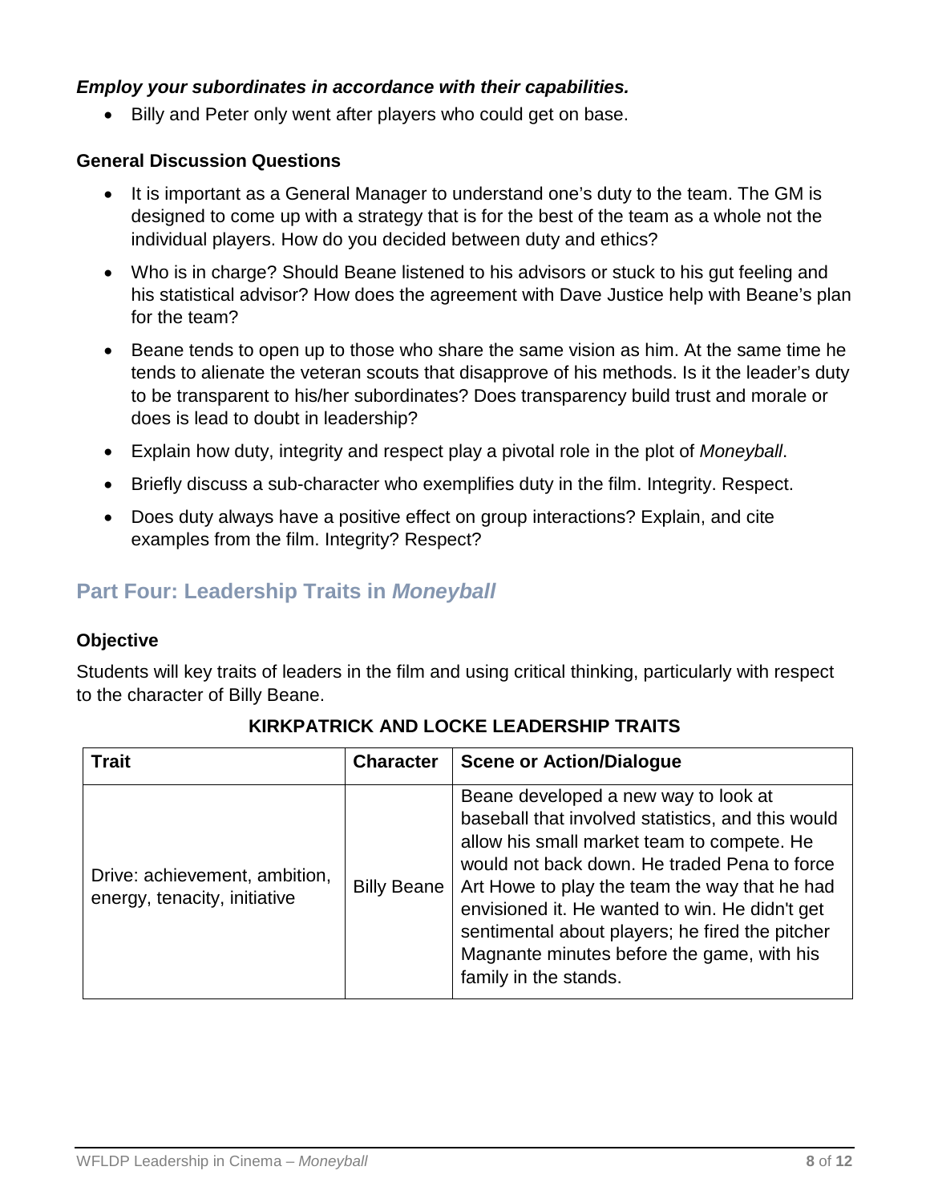***Employ your subordinates in accordance with their capabilities.***

- Billy and Peter only went after players who could get on base.

**General Discussion Questions**

- It is important as a General Manager to understand one's duty to the team. The GM is designed to come up with a strategy that is for the best of the team as a whole not the individual players. How do you decided between duty and ethics?
- Who is in charge? Should Beane listened to his advisors or stuck to his gut feeling and his statistical advisor? How does the agreement with Dave Justice help with Beane's plan for the team?
- Beane tends to open up to those who share the same vision as him. At the same time he tends to alienate the veteran scouts that disapprove of his methods. Is it the leader's duty to be transparent to his/her subordinates? Does transparency build trust and morale or does is lead to doubt in leadership?
- Explain how duty, integrity and respect play a pivotal role in the plot of *Moneyball*.
- Briefly discuss a sub-character who exemplifies duty in the film. Integrity. Respect.
- Does duty always have a positive effect on group interactions? Explain, and cite examples from the film. Integrity? Respect?

## Part Four: Leadership Traits in *Moneyball*

**Objective**

Students will key traits of leaders in the film and using critical thinking, particularly with respect to the character of Billy Beane.

**KIRKPATRICK AND LOCKE LEADERSHIP TRAITS**

| Trait | Character | Scene or Action/Dialogue |
|---|---|---|
| Drive: achievement, ambition, energy, tenacity, initiative | Billy Beane | Beane developed a new way to look at baseball that involved statistics, and this would allow his small market team to compete. He would not back down. He traded Pena to force Art Howe to play the team the way that he had envisioned it. He wanted to win. He didn't get sentimental about players; he fired the pitcher Magnante minutes before the game, with his family in the stands. |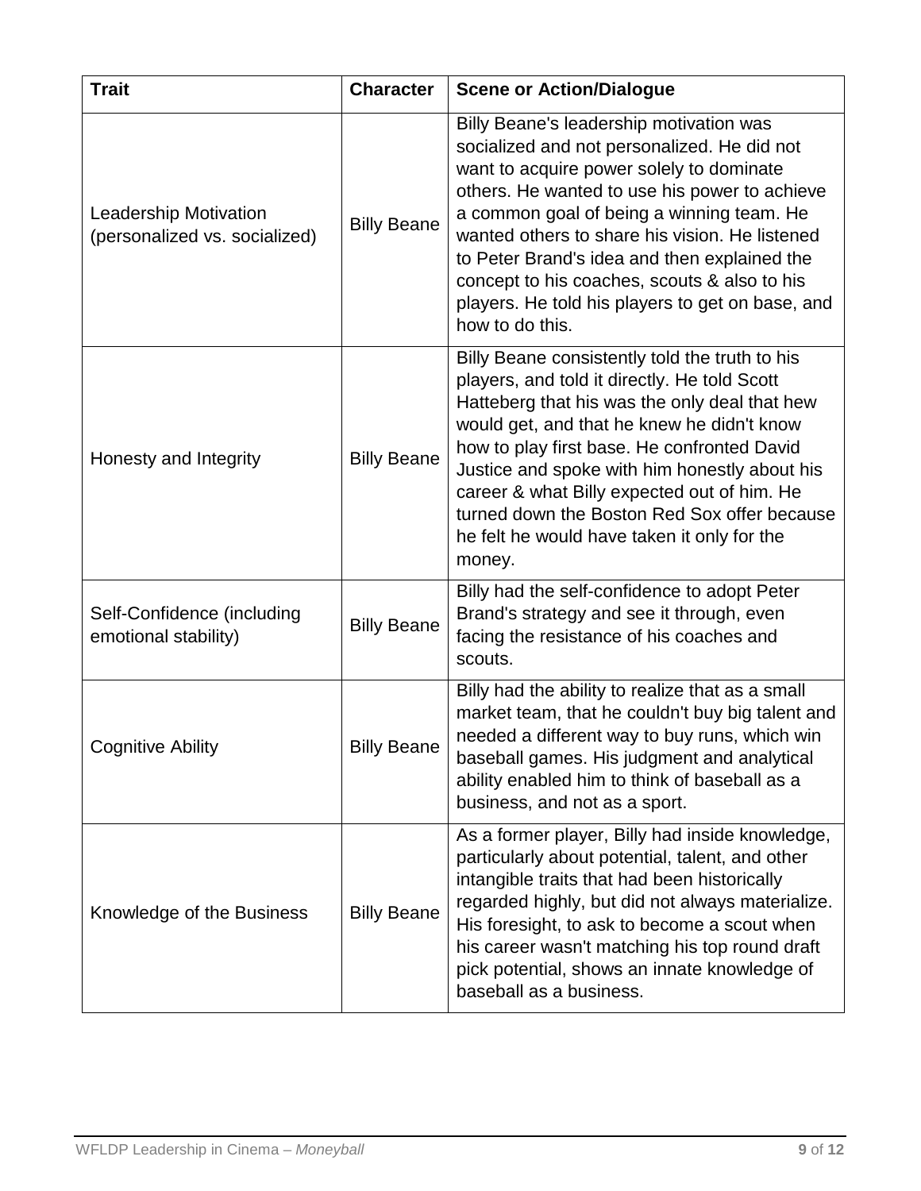| Trait | Character | Scene or Action/Dialogue |
|---|---|---|
| Leadership Motivation (personalized vs. socialized) | Billy Beane | Billy Beane's leadership motivation was socialized and not personalized. He did not want to acquire power solely to dominate others. He wanted to use his power to achieve a common goal of being a winning team. He wanted others to share his vision. He listened to Peter Brand's idea and then explained the concept to his coaches, scouts & also to his players. He told his players to get on base, and how to do this. |
| Honesty and Integrity | Billy Beane | Billy Beane consistently told the truth to his players, and told it directly. He told Scott Hatteberg that his was the only deal that hew would get, and that he knew he didn't know how to play first base. He confronted David Justice and spoke with him honestly about his career & what Billy expected out of him. He turned down the Boston Red Sox offer because he felt he would have taken it only for the money. |
| Self-Confidence (including emotional stability) | Billy Beane | Billy had the self-confidence to adopt Peter Brand's strategy and see it through, even facing the resistance of his coaches and scouts. |
| Cognitive Ability | Billy Beane | Billy had the ability to realize that as a small market team, that he couldn't buy big talent and needed a different way to buy runs, which win baseball games. His judgment and analytical ability enabled him to think of baseball as a business, and not as a sport. |
| Knowledge of the Business | Billy Beane | As a former player, Billy had inside knowledge, particularly about potential, talent, and other intangible traits that had been historically regarded highly, but did not always materialize. His foresight, to ask to become a scout when his career wasn't matching his top round draft pick potential, shows an innate knowledge of baseball as a business. |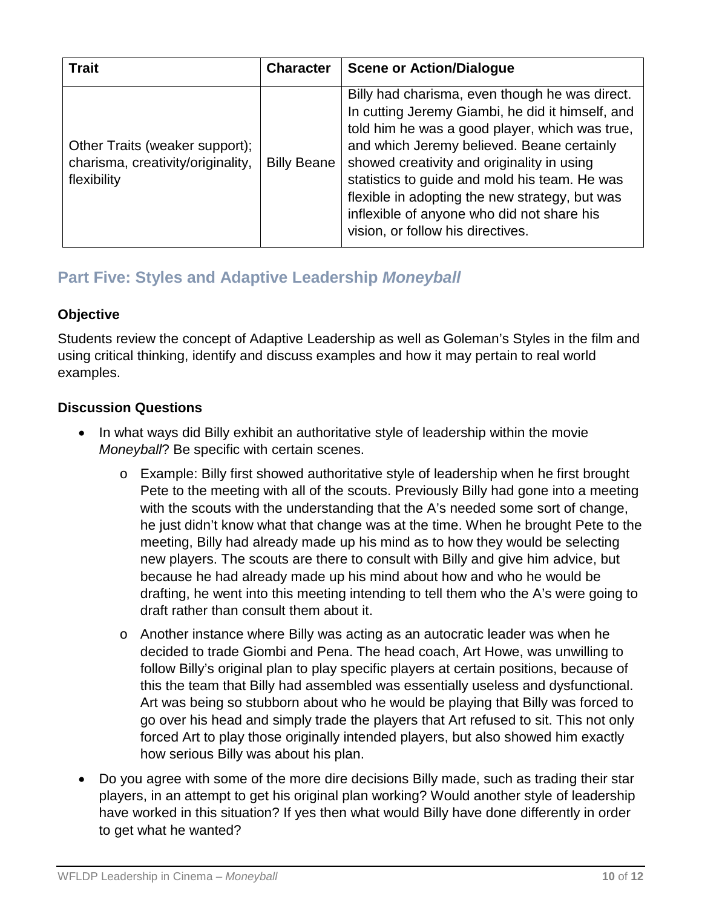| Trait | Character | Scene or Action/Dialogue |
| --- | --- | --- |
| Other Traits (weaker support); charisma, creativity/originality, flexibility | Billy Beane | Billy had charisma, even though he was direct. In cutting Jeremy Giambi, he did it himself, and told him he was a good player, which was true, and which Jeremy believed. Beane certainly showed creativity and originality in using statistics to guide and mold his team. He was flexible in adopting the new strategy, but was inflexible of anyone who did not share his vision, or follow his directives. |

## Part Five: Styles and Adaptive Leadership *Moneyball*

### Objective

Students review the concept of Adaptive Leadership as well as Goleman's Styles in the film and using critical thinking, identify and discuss examples and how it may pertain to real world examples.

### Discussion Questions

- In what ways did Billy exhibit an authoritative style of leadership within the movie *Moneyball*? Be specific with certain scenes.
  - Example: Billy first showed authoritative style of leadership when he first brought Pete to the meeting with all of the scouts. Previously Billy had gone into a meeting with the scouts with the understanding that the A's needed some sort of change, he just didn't know what that change was at the time. When he brought Pete to the meeting, Billy had already made up his mind as to how they would be selecting new players. The scouts are there to consult with Billy and give him advice, but because he had already made up his mind about how and who he would be drafting, he went into this meeting intending to tell them who the A's were going to draft rather than consult them about it.
  - Another instance where Billy was acting as an autocratic leader was when he decided to trade Giombi and Pena. The head coach, Art Howe, was unwilling to follow Billy's original plan to play specific players at certain positions, because of this the team that Billy had assembled was essentially useless and dysfunctional. Art was being so stubborn about who he would be playing that Billy was forced to go over his head and simply trade the players that Art refused to sit. This not only forced Art to play those originally intended players, but also showed him exactly how serious Billy was about his plan.
- Do you agree with some of the more dire decisions Billy made, such as trading their star players, in an attempt to get his original plan working? Would another style of leadership have worked in this situation? If yes then what would Billy have done differently in order to get what he wanted?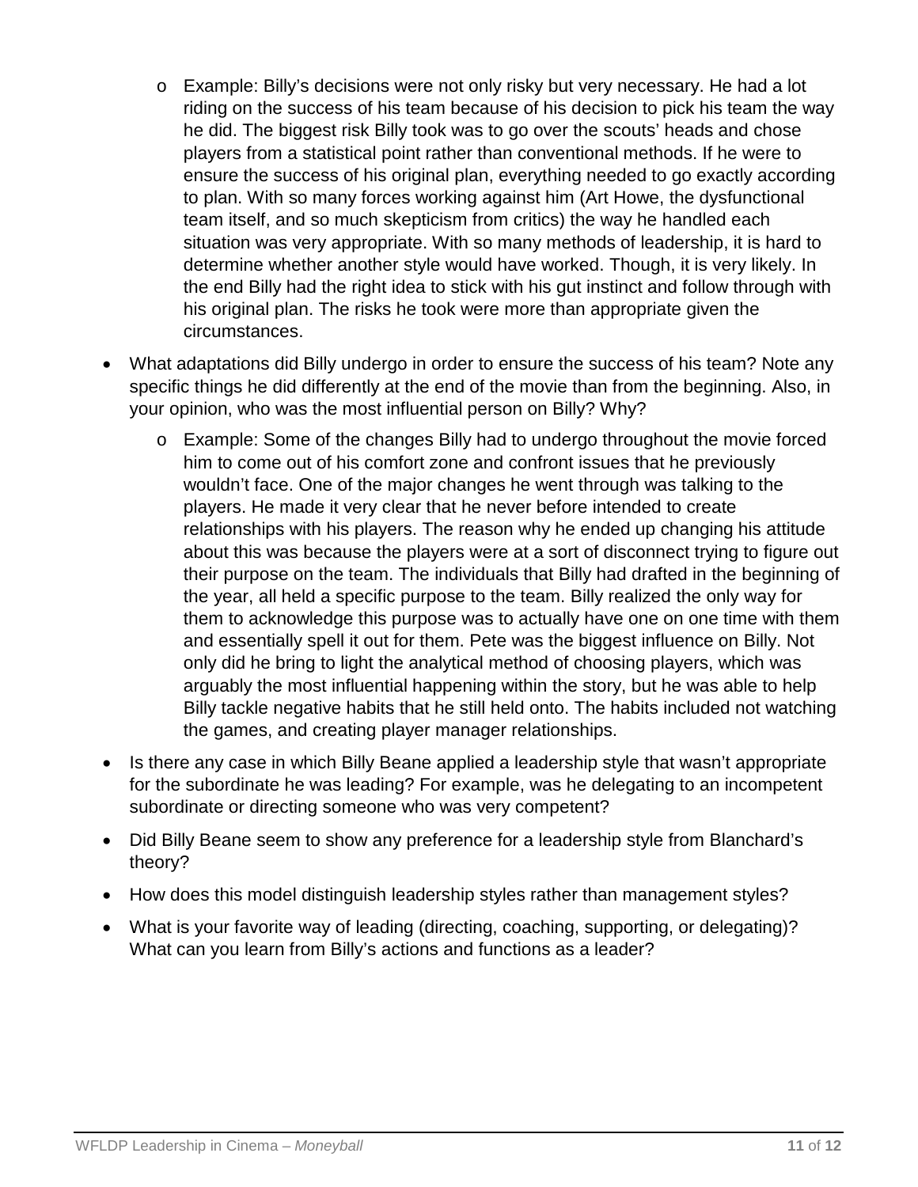- Example: Billy's decisions were not only risky but very necessary. He had a lot riding on the success of his team because of his decision to pick his team the way he did. The biggest risk Billy took was to go over the scouts' heads and chose players from a statistical point rather than conventional methods. If he were to ensure the success of his original plan, everything needed to go exactly according to plan. With so many forces working against him (Art Howe, the dysfunctional team itself, and so much skepticism from critics) the way he handled each situation was very appropriate. With so many methods of leadership, it is hard to determine whether another style would have worked. Though, it is very likely. In the end Billy had the right idea to stick with his gut instinct and follow through with his original plan. The risks he took were more than appropriate given the circumstances.

- What adaptations did Billy undergo in order to ensure the success of his team? Note any specific things he did differently at the end of the movie than from the beginning. Also, in your opinion, who was the most influential person on Billy? Why?
  - Example: Some of the changes Billy had to undergo throughout the movie forced him to come out of his comfort zone and confront issues that he previously wouldn't face. One of the major changes he went through was talking to the players. He made it very clear that he never before intended to create relationships with his players. The reason why he ended up changing his attitude about this was because the players were at a sort of disconnect trying to figure out their purpose on the team. The individuals that Billy had drafted in the beginning of the year, all held a specific purpose to the team. Billy realized the only way for them to acknowledge this purpose was to actually have one on one time with them and essentially spell it out for them. Pete was the biggest influence on Billy. Not only did he bring to light the analytical method of choosing players, which was arguably the most influential happening within the story, but he was able to help Billy tackle negative habits that he still held onto. The habits included not watching the games, and creating player manager relationships.
- Is there any case in which Billy Beane applied a leadership style that wasn't appropriate for the subordinate he was leading? For example, was he delegating to an incompetent subordinate or directing someone who was very competent?
- Did Billy Beane seem to show any preference for a leadership style from Blanchard's theory?
- How does this model distinguish leadership styles rather than management styles?
- What is your favorite way of leading (directing, coaching, supporting, or delegating)? What can you learn from Billy's actions and functions as a leader?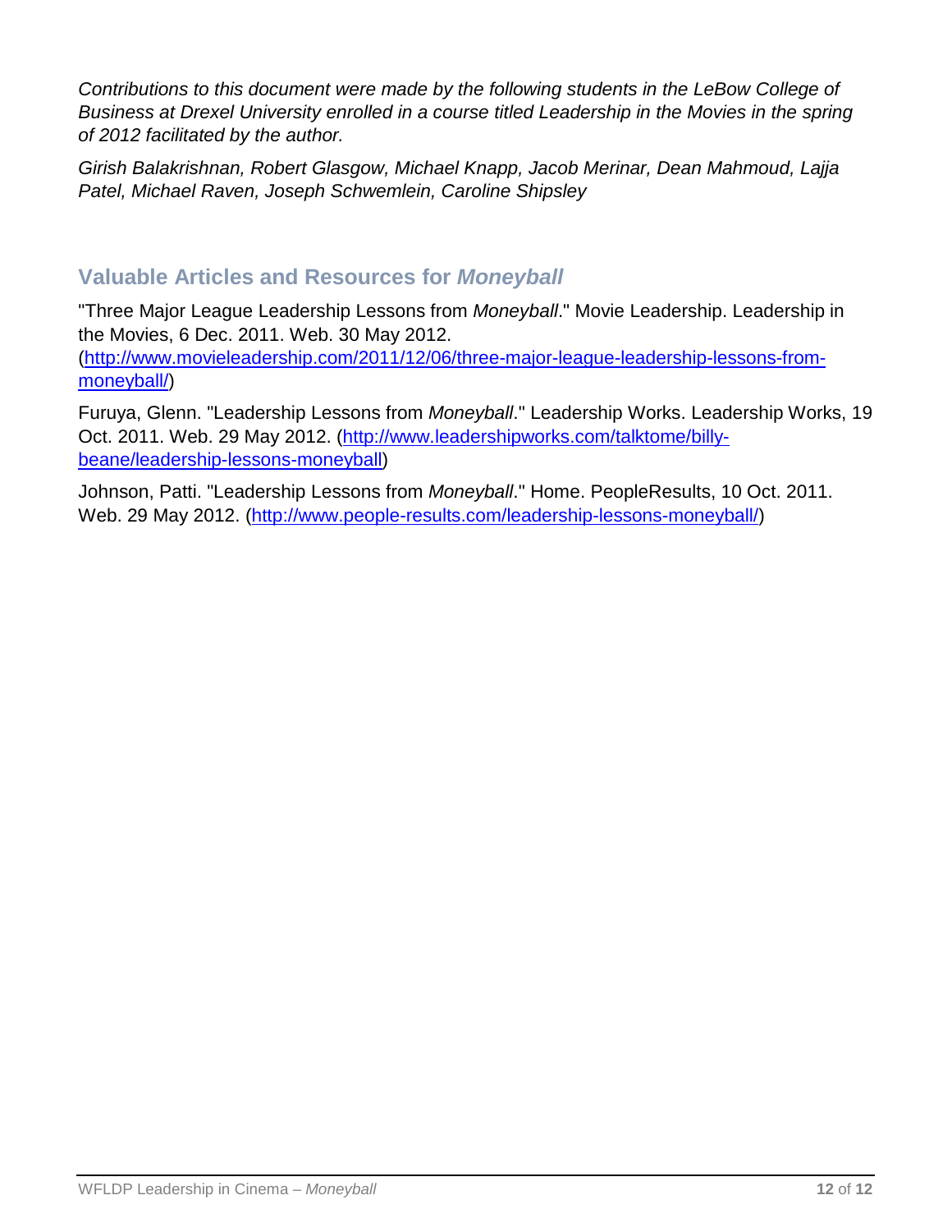*Contributions to this document were made by the following students in the LeBow College of Business at Drexel University enrolled in a course titled Leadership in the Movies in the spring of 2012 facilitated by the author.*

*Girish Balakrishnan, Robert Glasgow, Michael Knapp, Jacob Merinar, Dean Mahmoud, Lajja Patel, Michael Raven, Joseph Schwemlein, Caroline Shipsley*

## Valuable Articles and Resources for *Moneyball*

"Three Major League Leadership Lessons from *Moneyball*." Movie Leadership. Leadership in the Movies, 6 Dec. 2011. Web. 30 May 2012. (http://www.movieleadership.com/2011/12/06/three-major-league-leadership-lessons-from-moneyball/)

Furuya, Glenn. "Leadership Lessons from *Moneyball*." Leadership Works. Leadership Works, 19 Oct. 2011. Web. 29 May 2012. (http://www.leadershipworks.com/talktome/billy-beane/leadership-lessons-moneyball)

Johnson, Patti. "Leadership Lessons from *Moneyball*." Home. PeopleResults, 10 Oct. 2011. Web. 29 May 2012. (http://www.people-results.com/leadership-lessons-moneyball/)